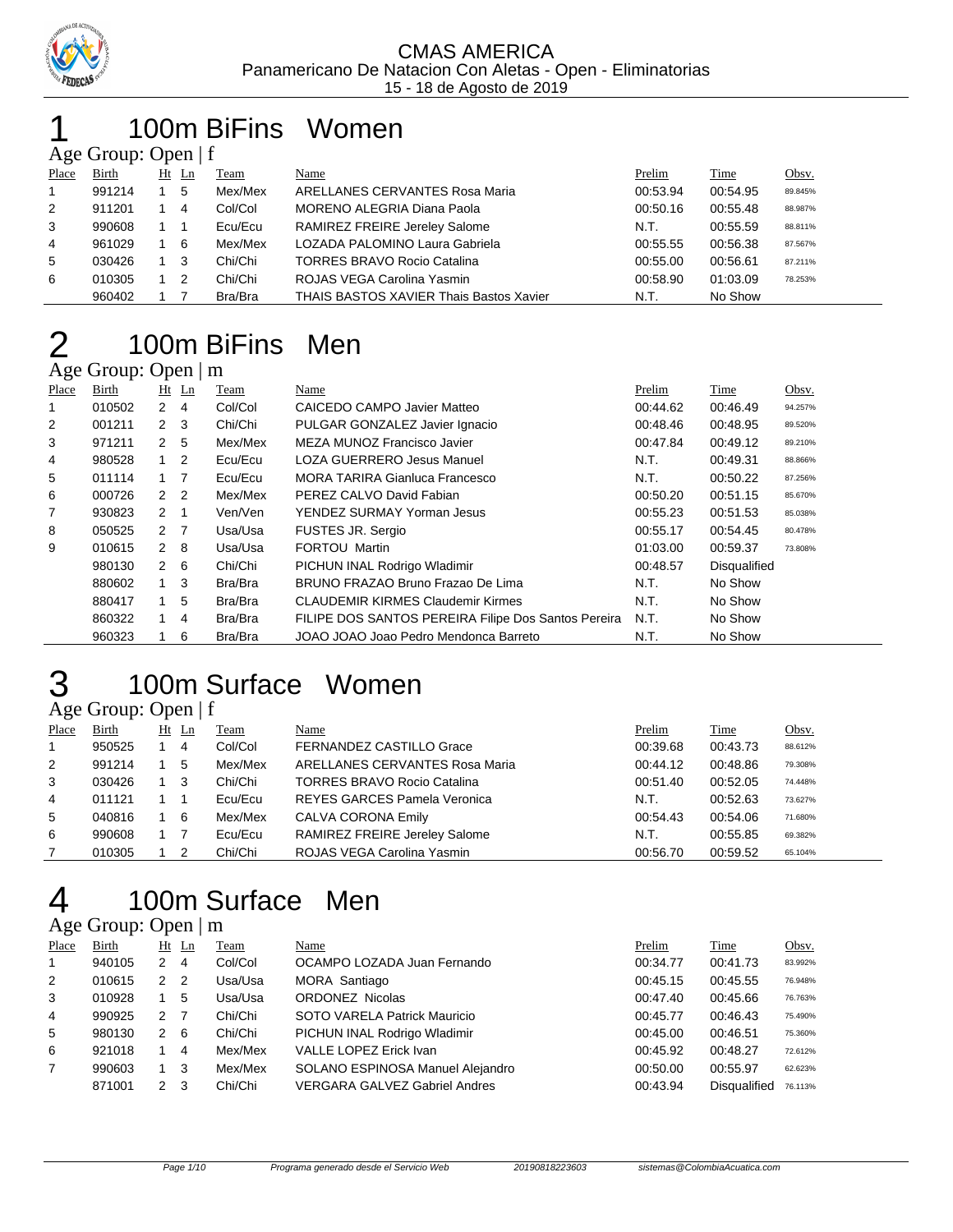CMAS AMERICA
Panamericano De Natacion Con Aletas - Open - Eliminatorias
15 - 18 de Agosto de 2019

# 1 100m BiFins Women

Age Group: Open | f

| Place | Birth | Ht | Ln | Team | Name | Prelim | Time | Obsv. |
|---|---|---|---|---|---|---|---|---|
| 1 | 991214 | 1 | 5 | Mex/Mex | ARELLANES CERVANTES Rosa Maria | 00:53.94 | 00:54.95 | 89.845% |
| 2 | 911201 | 1 | 4 | Col/Col | MORENO ALEGRIA Diana Paola | 00:50.16 | 00:55.48 | 88.987% |
| 3 | 990608 | 1 | 1 | Ecu/Ecu | RAMIREZ FREIRE Jereley Salome | N.T. | 00:55.59 | 88.811% |
| 4 | 961029 | 1 | 6 | Mex/Mex | LOZADA PALOMINO Laura Gabriela | 00:55.55 | 00:56.38 | 87.567% |
| 5 | 030426 | 1 | 3 | Chi/Chi | TORRES BRAVO Rocio Catalina | 00:55.00 | 00:56.61 | 87.211% |
| 6 | 010305 | 1 | 2 | Chi/Chi | ROJAS VEGA Carolina Yasmin | 00:58.90 | 01:03.09 | 78.253% |
| | 960402 | 1 | 7 | Bra/Bra | THAIS BASTOS XAVIER Thais Bastos Xavier | N.T. | No Show | |

# 2 100m BiFins Men

Age Group: Open | m

| Place | Birth | Ht | Ln | Team | Name | Prelim | Time | Obsv. |
|---|---|---|---|---|---|---|---|---|
| 1 | 010502 | 2 | 4 | Col/Col | CAICEDO CAMPO Javier Matteo | 00:44.62 | 00:46.49 | 94.257% |
| 2 | 001211 | 2 | 3 | Chi/Chi | PULGAR GONZALEZ Javier Ignacio | 00:48.46 | 00:48.95 | 89.520% |
| 3 | 971211 | 2 | 5 | Mex/Mex | MEZA MUNOZ Francisco Javier | 00:47.84 | 00:49.12 | 89.210% |
| 4 | 980528 | 1 | 2 | Ecu/Ecu | LOZA GUERRERO Jesus Manuel | N.T. | 00:49.31 | 88.866% |
| 5 | 011114 | 1 | 7 | Ecu/Ecu | MORA TARIRA Gianluca Francesco | N.T. | 00:50.22 | 87.256% |
| 6 | 000726 | 2 | 2 | Mex/Mex | PEREZ CALVO David Fabian | 00:50.20 | 00:51.15 | 85.670% |
| 7 | 930823 | 2 | 1 | Ven/Ven | YENDEZ SURMAY Yorman Jesus | 00:55.23 | 00:51.53 | 85.038% |
| 8 | 050525 | 2 | 7 | Usa/Usa | FUSTES JR. Sergio | 00:55.17 | 00:54.45 | 80.478% |
| 9 | 010615 | 2 | 8 | Usa/Usa | FORTOU Martin | 01:03.00 | 00:59.37 | 73.808% |
| | 980130 | 2 | 6 | Chi/Chi | PICHUN INAL Rodrigo Wladimir | 00:48.57 | Disqualified | |
| | 880602 | 1 | 3 | Bra/Bra | BRUNO FRAZAO Bruno Frazao De Lima | N.T. | No Show | |
| | 880417 | 1 | 5 | Bra/Bra | CLAUDEMIR KIRMES Claudemir Kirmes | N.T. | No Show | |
| | 860322 | 1 | 4 | Bra/Bra | FILIPE DOS SANTOS PEREIRA Filipe Dos Santos Pereira | N.T. | No Show | |
| | 960323 | 1 | 6 | Bra/Bra | JOAO JOAO Joao Pedro Mendonca Barreto | N.T. | No Show | |

# 3 100m Surface Women

Age Group: Open | f

| Place | Birth | Ht | Ln | Team | Name | Prelim | Time | Obsv. |
|---|---|---|---|---|---|---|---|---|
| 1 | 950525 | 1 | 4 | Col/Col | FERNANDEZ CASTILLO Grace | 00:39.68 | 00:43.73 | 88.612% |
| 2 | 991214 | 1 | 5 | Mex/Mex | ARELLANES CERVANTES Rosa Maria | 00:44.12 | 00:48.86 | 79.308% |
| 3 | 030426 | 1 | 3 | Chi/Chi | TORRES BRAVO Rocio Catalina | 00:51.40 | 00:52.05 | 74.448% |
| 4 | 011121 | 1 | 1 | Ecu/Ecu | REYES GARCES Pamela Veronica | N.T. | 00:52.63 | 73.627% |
| 5 | 040816 | 1 | 6 | Mex/Mex | CALVA CORONA Emily | 00:54.43 | 00:54.06 | 71.680% |
| 6 | 990608 | 1 | 7 | Ecu/Ecu | RAMIREZ FREIRE Jereley Salome | N.T. | 00:55.85 | 69.382% |
| 7 | 010305 | 1 | 2 | Chi/Chi | ROJAS VEGA Carolina Yasmin | 00:56.70 | 00:59.52 | 65.104% |

# 4 100m Surface Men

Age Group: Open | m

| Place | Birth | Ht | Ln | Team | Name | Prelim | Time | Obsv. |
|---|---|---|---|---|---|---|---|---|
| 1 | 940105 | 2 | 4 | Col/Col | OCAMPO LOZADA Juan Fernando | 00:34.77 | 00:41.73 | 83.992% |
| 2 | 010615 | 2 | 2 | Usa/Usa | MORA Santiago | 00:45.15 | 00:45.55 | 76.948% |
| 3 | 010928 | 1 | 5 | Usa/Usa | ORDONEZ Nicolas | 00:47.40 | 00:45.66 | 76.763% |
| 4 | 990925 | 2 | 7 | Chi/Chi | SOTO VARELA Patrick Mauricio | 00:45.77 | 00:46.43 | 75.490% |
| 5 | 980130 | 2 | 6 | Chi/Chi | PICHUN INAL Rodrigo Wladimir | 00:45.00 | 00:46.51 | 75.360% |
| 6 | 921018 | 1 | 4 | Mex/Mex | VALLE LOPEZ Erick Ivan | 00:45.92 | 00:48.27 | 72.612% |
| 7 | 990603 | 1 | 3 | Mex/Mex | SOLANO ESPINOSA Manuel Alejandro | 00:50.00 | 00:55.97 | 62.623% |
| | 871001 | 2 | 3 | Chi/Chi | VERGARA GALVEZ Gabriel Andres | 00:43.94 | Disqualified | 76.113% |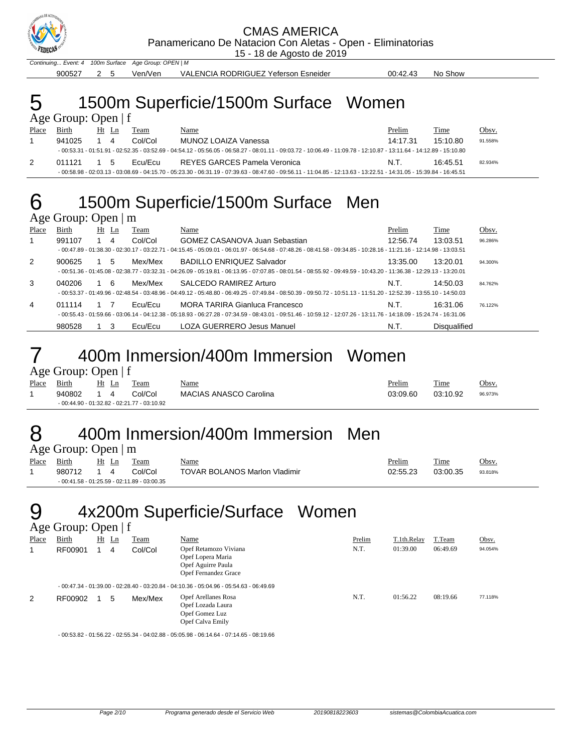Continuing... Event: 4 100m Surface Age Group: OPEN | M

| | | | | | | | |
|---|---|---|---|---|---|---|---|
| | 900527 | 2 5 | Ven/Ven | VALENCIA RODRIGUEZ Yeferson Esneider | 00:42.43 | No Show | |

# 5 1500m Superficie/1500m Surface Women

Age Group: Open | f

| Place | Birth | Ht Ln | Team | Name | Prelim | Time | Obsv. |
|---|---|---|---|---|---|---|---|
| 1 | 941025 | 1 4 | Col/Col | MUNOZ LOAIZA Vanessa | 14:17.31 | 15:10.80 | 91.558% |
| | - 00:53.31 - 01:51.91 - 02:52.35 - 03:52.69 - 04:54.12 - 05:56.05 - 06:58.27 - 08:01.11 - 09:03.72 - 10:06.49 - 11:09.78 - 12:10.87 - 13:11.64 - 14:12.89 - 15:10.80 | | | | | | |
| 2 | 011121 | 1 5 | Ecu/Ecu | REYES GARCES Pamela Veronica | N.T. | 16:45.51 | 82.934% |
| | - 00:58.98 - 02:03.13 - 03:08.69 - 04:15.70 - 05:23.30 - 06:31.19 - 07:39.63 - 08:47.60 - 09:56.11 - 11:04.85 - 12:13.63 - 13:22.51 - 14:31.05 - 15:39.84 - 16:45.51 | | | | | | |

# 6 1500m Superficie/1500m Surface Men

Age Group: Open | m

| Place | Birth | Ht Ln | Team | Name | Prelim | Time | Obsv. |
|---|---|---|---|---|---|---|---|
| 1 | 991107 | 1 4 | Col/Col | GOMEZ CASANOVA Juan Sebastian | 12:56.74 | 13:03.51 | 96.286% |
| | - 00:47.89 - 01:38.30 - 02:30.17 - 03:22.71 - 04:15.45 - 05:09.01 - 06:01.97 - 06:54.68 - 07:48.26 - 08:41.58 - 09:34.85 - 10:28.16 - 11:21.16 - 12:14.98 - 13:03.51 | | | | | | |
| 2 | 900625 | 1 5 | Mex/Mex | BADILLO ENRIQUEZ Salvador | 13:35.00 | 13:20.01 | 94.300% |
| | - 00:51.36 - 01:45.08 - 02:38.77 - 03:32.31 - 04:26.09 - 05:19.81 - 06:13.95 - 07:07.85 - 08:01.54 - 08:55.92 - 09:49.59 - 10:43.20 - 11:36.38 - 12:29.13 - 13:20.01 | | | | | | |
| 3 | 040206 | 1 6 | Mex/Mex | SALCEDO RAMIREZ Arturo | N.T. | 14:50.03 | 84.762% |
| | - 00:53.37 - 01:49.96 - 02:48.54 - 03:48.96 - 04:49.12 - 05:48.80 - 06:49.25 - 07:49.84 - 08:50.39 - 09:50.72 - 10:51.13 - 11:51.20 - 12:52.39 - 13:55.10 - 14:50.03 | | | | | | |
| 4 | 011114 | 1 7 | Ecu/Ecu | MORA TARIRA Gianluca Francesco | N.T. | 16:31.06 | 76.122% |
| | - 00:55.43 - 01:59.66 - 03:06.14 - 04:12.38 - 05:18.93 - 06:27.28 - 07:34.59 - 08:43.01 - 09:51.46 - 10:59.12 - 12:07.26 - 13:11.76 - 14:18.09 - 15:24.74 - 16:31.06 | | | | | | |
| | 980528 | 1 3 | Ecu/Ecu | LOZA GUERRERO Jesus Manuel | N.T. | Disqualified | |

# 7 400m Inmersion/400m Immersion Women

Age Group: Open | f

| Place | Birth | Ht Ln | Team | Name | Prelim | Time | Obsv. |
|---|---|---|---|---|---|---|---|
| 1 | 940802 | 1 4 | Col/Col | MACIAS ANASCO Carolina | 03:09.60 | 03:10.92 | 96.973% |
| | - 00:44.90 - 01:32.82 - 02:21.77 - 03:10.92 | | | | | | |

# 8 400m Inmersion/400m Immersion Men

Age Group: Open | m

| Place | Birth | Ht Ln | Team | Name | Prelim | Time | Obsv. |
|---|---|---|---|---|---|---|---|
| 1 | 980712 | 1 4 | Col/Col | TOVAR BOLANOS Marlon Vladimir | 02:55.23 | 03:00.35 | 93.818% |
| | - 00:41.58 - 01:25.59 - 02:11.89 - 03:00.35 | | | | | | |

# 9 4x200m Superficie/Surface Women

Age Group: Open | f

| Place | Birth | Ht Ln | Team | Name | Prelim | T.1th.Relay | T.Team | Obsv. |
|---|---|---|---|---|---|---|---|---|
| 1 | RF00901 | 1 4 | Col/Col | Opef Retamozo Viviana<br>Opef Lopera Maria<br>Opef Aguirre Paula<br>Opef Fernandez Grace | N.T. | 01:39.00 | 06:49.69 | 94.054% |
| | - 00:47.34 - 01:39.00 - 02:28.40 - 03:20.84 - 04:10.36 - 05:04.96 - 05:54.63 - 06:49.69 | | | | | | | |
| 2 | RF00902 | 1 5 | Mex/Mex | Opef Arellanes Rosa<br>Opef Lozada Laura<br>Opef Gomez Luz<br>Opef Calva Emily | N.T. | 01:56.22 | 08:19.66 | 77.118% |
| | - 00:53.82 - 01:56.22 - 02:55.34 - 04:02.88 - 05:05.98 - 06:14.64 - 07:14.65 - 08:19.66 | | | | | | | |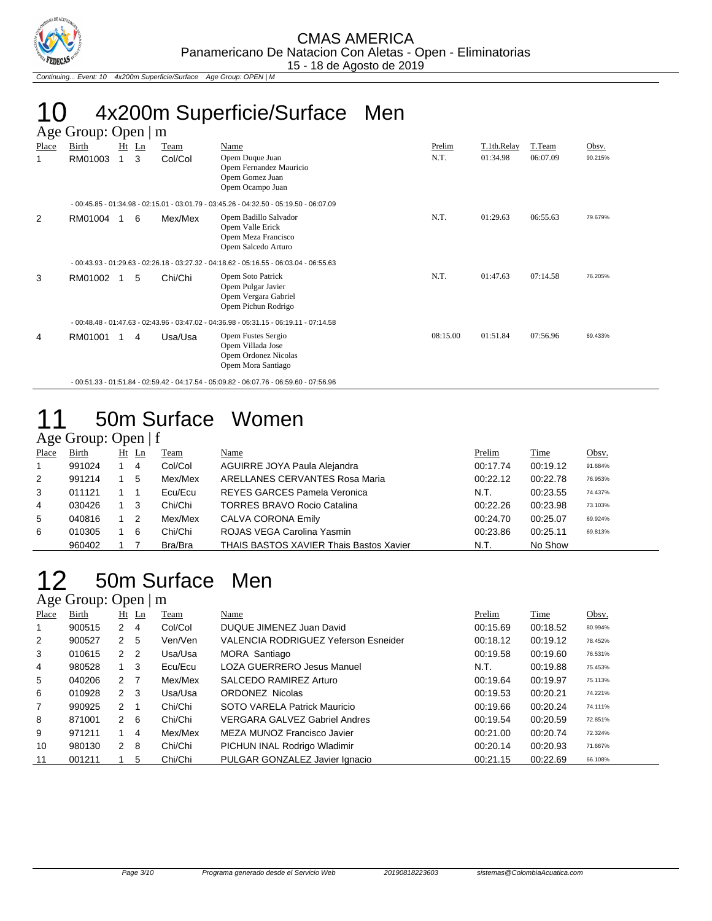Continuing... Event: 10 4x200m Superficie/Surface Age Group: OPEN | M

# 10 4x200m Superficie/Surface Men

Age Group: Open | m

| Place | Birth | Ht | Ln | Team | Name | Prelim | T.1th.Relay | T.Team | Obsv. |
|---|---|---|---|---|---|---|---|---|---|
| 1 | RM01003 | 1 | 3 | Col/Col | Opem Duque Juan<br>Opem Fernandez Mauricio<br>Opem Gomez Juan<br>Opem Ocampo Juan | N.T. | 01:34.98 | 06:07.09 | 90.215% |
| | | | | | - 00:45.85 - 01:34.98 - 02:15.01 - 03:01.79 - 03:45.26 - 04:32.50 - 05:19.50 - 06:07.09 | | | | |
| 2 | RM01004 | 1 | 6 | Mex/Mex | Opem Badillo Salvador<br>Opem Valle Erick<br>Opem Meza Francisco<br>Opem Salcedo Arturo | N.T. | 01:29.63 | 06:55.63 | 79.679% |
| | | | | | - 00:43.93 - 01:29.63 - 02:26.18 - 03:27.32 - 04:18.62 - 05:16.55 - 06:03.04 - 06:55.63 | | | | |
| 3 | RM01002 | 1 | 5 | Chi/Chi | Opem Soto Patrick<br>Opem Pulgar Javier<br>Opem Vergara Gabriel<br>Opem Pichun Rodrigo | N.T. | 01:47.63 | 07:14.58 | 76.205% |
| | | | | | - 00:48.48 - 01:47.63 - 02:43.96 - 03:47.02 - 04:36.98 - 05:31.15 - 06:19.11 - 07:14.58 | | | | |
| 4 | RM01001 | 1 | 4 | Usa/Usa | Opem Fustes Sergio<br>Opem Villada Jose<br>Opem Ordonez Nicolas<br>Opem Mora Santiago | 08:15.00 | 01:51.84 | 07:56.96 | 69.433% |
| | | | | | - 00:51.33 - 01:51.84 - 02:59.42 - 04:17.54 - 05:09.82 - 06:07.76 - 06:59.60 - 07:56.96 | | | | |

# 11 50m Surface Women

Age Group: Open | f

| Place | Birth | Ht | Ln | Team | Name | Prelim | Time | Obsv. |
|---|---|---|---|---|---|---|---|---|
| 1 | 991024 | 1 | 4 | Col/Col | AGUIRRE JOYA Paula Alejandra | 00:17.74 | 00:19.12 | 91.684% |
| 2 | 991214 | 1 | 5 | Mex/Mex | ARELLANES CERVANTES Rosa Maria | 00:22.12 | 00:22.78 | 76.953% |
| 3 | 011121 | 1 | 1 | Ecu/Ecu | REYES GARCES Pamela Veronica | N.T. | 00:23.55 | 74.437% |
| 4 | 030426 | 1 | 3 | Chi/Chi | TORRES BRAVO Rocio Catalina | 00:22.26 | 00:23.98 | 73.103% |
| 5 | 040816 | 1 | 2 | Mex/Mex | CALVA CORONA Emily | 00:24.70 | 00:25.07 | 69.924% |
| 6 | 010305 | 1 | 6 | Chi/Chi | ROJAS VEGA Carolina Yasmin | 00:23.86 | 00:25.11 | 69.813% |
| | 960402 | 1 | 7 | Bra/Bra | THAIS BASTOS XAVIER Thais Bastos Xavier | N.T. | No Show | |

# 12 50m Surface Men

Age Group: Open | m

| Place | Birth | Ht | Ln | Team | Name | Prelim | Time | Obsv. |
|---|---|---|---|---|---|---|---|---|
| 1 | 900515 | 2 | 4 | Col/Col | DUQUE JIMENEZ Juan David | 00:15.69 | 00:18.52 | 80.994% |
| 2 | 900527 | 2 | 5 | Ven/Ven | VALENCIA RODRIGUEZ Yeferson Esneider | 00:18.12 | 00:19.12 | 78.452% |
| 3 | 010615 | 2 | 2 | Usa/Usa | MORA Santiago | 00:19.58 | 00:19.60 | 76.531% |
| 4 | 980528 | 1 | 3 | Ecu/Ecu | LOZA GUERRERO Jesus Manuel | N.T. | 00:19.88 | 75.453% |
| 5 | 040206 | 2 | 7 | Mex/Mex | SALCEDO RAMIREZ Arturo | 00:19.64 | 00:19.97 | 75.113% |
| 6 | 010928 | 2 | 3 | Usa/Usa | ORDONEZ Nicolas | 00:19.53 | 00:20.21 | 74.221% |
| 7 | 990925 | 2 | 1 | Chi/Chi | SOTO VARELA Patrick Mauricio | 00:19.66 | 00:20.24 | 74.111% |
| 8 | 871001 | 2 | 6 | Chi/Chi | VERGARA GALVEZ Gabriel Andres | 00:19.54 | 00:20.59 | 72.851% |
| 9 | 971211 | 1 | 4 | Mex/Mex | MEZA MUNOZ Francisco Javier | 00:21.00 | 00:20.74 | 72.324% |
| 10 | 980130 | 2 | 8 | Chi/Chi | PICHUN INAL Rodrigo Wladimir | 00:20.14 | 00:20.93 | 71.667% |
| 11 | 001211 | 1 | 5 | Chi/Chi | PULGAR GONZALEZ Javier Ignacio | 00:21.15 | 00:22.69 | 66.108% |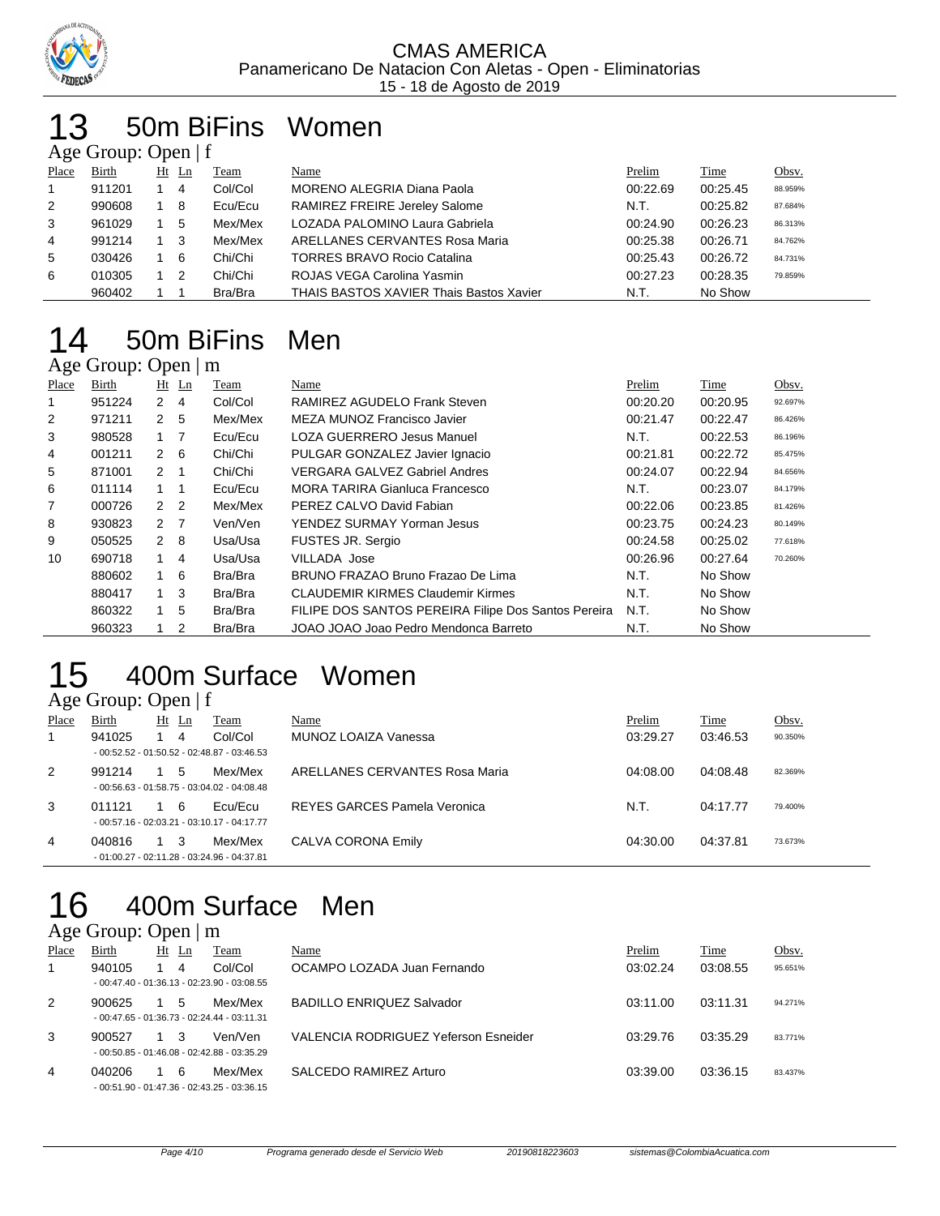CMAS AMERICA
Panamericano De Natacion Con Aletas - Open - Eliminatorias
15 - 18 de Agosto de 2019

# 13 50m BiFins Women

Age Group: Open | f

| Place | Birth | Ht | Ln | Team | Name | Prelim | Time | Obsv. |
|---|---|---|---|---|---|---|---|---|
| 1 | 911201 | 1 | 4 | Col/Col | MORENO ALEGRIA Diana Paola | 00:22.69 | 00:25.45 | 88.959% |
| 2 | 990608 | 1 | 8 | Ecu/Ecu | RAMIREZ FREIRE Jereley Salome | N.T. | 00:25.82 | 87.684% |
| 3 | 961029 | 1 | 5 | Mex/Mex | LOZADA PALOMINO Laura Gabriela | 00:24.90 | 00:26.23 | 86.313% |
| 4 | 991214 | 1 | 3 | Mex/Mex | ARELLANES CERVANTES Rosa Maria | 00:25.38 | 00:26.71 | 84.762% |
| 5 | 030426 | 1 | 6 | Chi/Chi | TORRES BRAVO Rocio Catalina | 00:25.43 | 00:26.72 | 84.731% |
| 6 | 010305 | 1 | 2 | Chi/Chi | ROJAS VEGA Carolina Yasmin | 00:27.23 | 00:28.35 | 79.859% |
| | 960402 | 1 | 1 | Bra/Bra | THAIS BASTOS XAVIER Thais Bastos Xavier | N.T. | No Show | |

# 14 50m BiFins Men

Age Group: Open | m

| Place | Birth | Ht | Ln | Team | Name | Prelim | Time | Obsv. |
|---|---|---|---|---|---|---|---|---|
| 1 | 951224 | 2 | 4 | Col/Col | RAMIREZ AGUDELO Frank Steven | 00:20.20 | 00:20.95 | 92.697% |
| 2 | 971211 | 2 | 5 | Mex/Mex | MEZA MUNOZ Francisco Javier | 00:21.47 | 00:22.47 | 86.426% |
| 3 | 980528 | 1 | 7 | Ecu/Ecu | LOZA GUERRERO Jesus Manuel | N.T. | 00:22.53 | 86.196% |
| 4 | 001211 | 2 | 6 | Chi/Chi | PULGAR GONZALEZ Javier Ignacio | 00:21.81 | 00:22.72 | 85.475% |
| 5 | 871001 | 2 | 1 | Chi/Chi | VERGARA GALVEZ Gabriel Andres | 00:24.07 | 00:22.94 | 84.656% |
| 6 | 011114 | 1 | 1 | Ecu/Ecu | MORA TARIRA Gianluca Francesco | N.T. | 00:23.07 | 84.179% |
| 7 | 000726 | 2 | 2 | Mex/Mex | PEREZ CALVO David Fabian | 00:22.06 | 00:23.85 | 81.426% |
| 8 | 930823 | 2 | 7 | Ven/Ven | YENDEZ SURMAY Yorman Jesus | 00:23.75 | 00:24.23 | 80.149% |
| 9 | 050525 | 2 | 8 | Usa/Usa | FUSTES JR. Sergio | 00:24.58 | 00:25.02 | 77.618% |
| 10 | 690718 | 1 | 4 | Usa/Usa | VILLADA Jose | 00:26.96 | 00:27.64 | 70.260% |
| | 880602 | 1 | 6 | Bra/Bra | BRUNO FRAZAO Bruno Frazao De Lima | N.T. | No Show | |
| | 880417 | 1 | 3 | Bra/Bra | CLAUDEMIR KIRMES Claudemir Kirmes | N.T. | No Show | |
| | 860322 | 1 | 5 | Bra/Bra | FILIPE DOS SANTOS PEREIRA Filipe Dos Santos Pereira | N.T. | No Show | |
| | 960323 | 1 | 2 | Bra/Bra | JOAO JOAO Joao Pedro Mendonca Barreto | N.T. | No Show | |

# 15 400m Surface Women

Age Group: Open | f

| Place | Birth | Ht | Ln | Team | Name | Prelim | Time | Obsv. |
|---|---|---|---|---|---|---|---|---|
| 1 | 941025 | 1 | 4 | Col/Col | MUNOZ LOAIZA Vanessa | 03:29.27 | 03:46.53 | 90.350% |
| | - 00:52.52 - 01:50.52 - 02:48.87 - 03:46.53 | | | | | | | |
| 2 | 991214 | 1 | 5 | Mex/Mex | ARELLANES CERVANTES Rosa Maria | 04:08.00 | 04:08.48 | 82.369% |
| | - 00:56.63 - 01:58.75 - 03:04.02 - 04:08.48 | | | | | | | |
| 3 | 011121 | 1 | 6 | Ecu/Ecu | REYES GARCES Pamela Veronica | N.T. | 04:17.77 | 79.400% |
| | - 00:57.16 - 02:03.21 - 03:10.17 - 04:17.77 | | | | | | | |
| 4 | 040816 | 1 | 3 | Mex/Mex | CALVA CORONA Emily | 04:30.00 | 04:37.81 | 73.673% |
| | - 01:00.27 - 02:11.28 - 03:24.96 - 04:37.81 | | | | | | | |

# 16 400m Surface Men

Age Group: Open | m

| Place | Birth | Ht | Ln | Team | Name | Prelim | Time | Obsv. |
|---|---|---|---|---|---|---|---|---|
| 1 | 940105 | 1 | 4 | Col/Col | OCAMPO LOZADA Juan Fernando | 03:02.24 | 03:08.55 | 95.651% |
| | - 00:47.40 - 01:36.13 - 02:23.90 - 03:08.55 | | | | | | | |
| 2 | 900625 | 1 | 5 | Mex/Mex | BADILLO ENRIQUEZ Salvador | 03:11.00 | 03:11.31 | 94.271% |
| | - 00:47.65 - 01:36.73 - 02:24.44 - 03:11.31 | | | | | | | |
| 3 | 900527 | 1 | 3 | Ven/Ven | VALENCIA RODRIGUEZ Yeferson Esneider | 03:29.76 | 03:35.29 | 83.771% |
| | - 00:50.85 - 01:46.08 - 02:42.88 - 03:35.29 | | | | | | | |
| 4 | 040206 | 1 | 6 | Mex/Mex | SALCEDO RAMIREZ Arturo | 03:39.00 | 03:36.15 | 83.437% |
| | - 00:51.90 - 01:47.36 - 02:43.25 - 03:36.15 | | | | | | | |

Programa generado desde el Servicio Web 20190818223603 sistemas@ColombiaAcuatica.com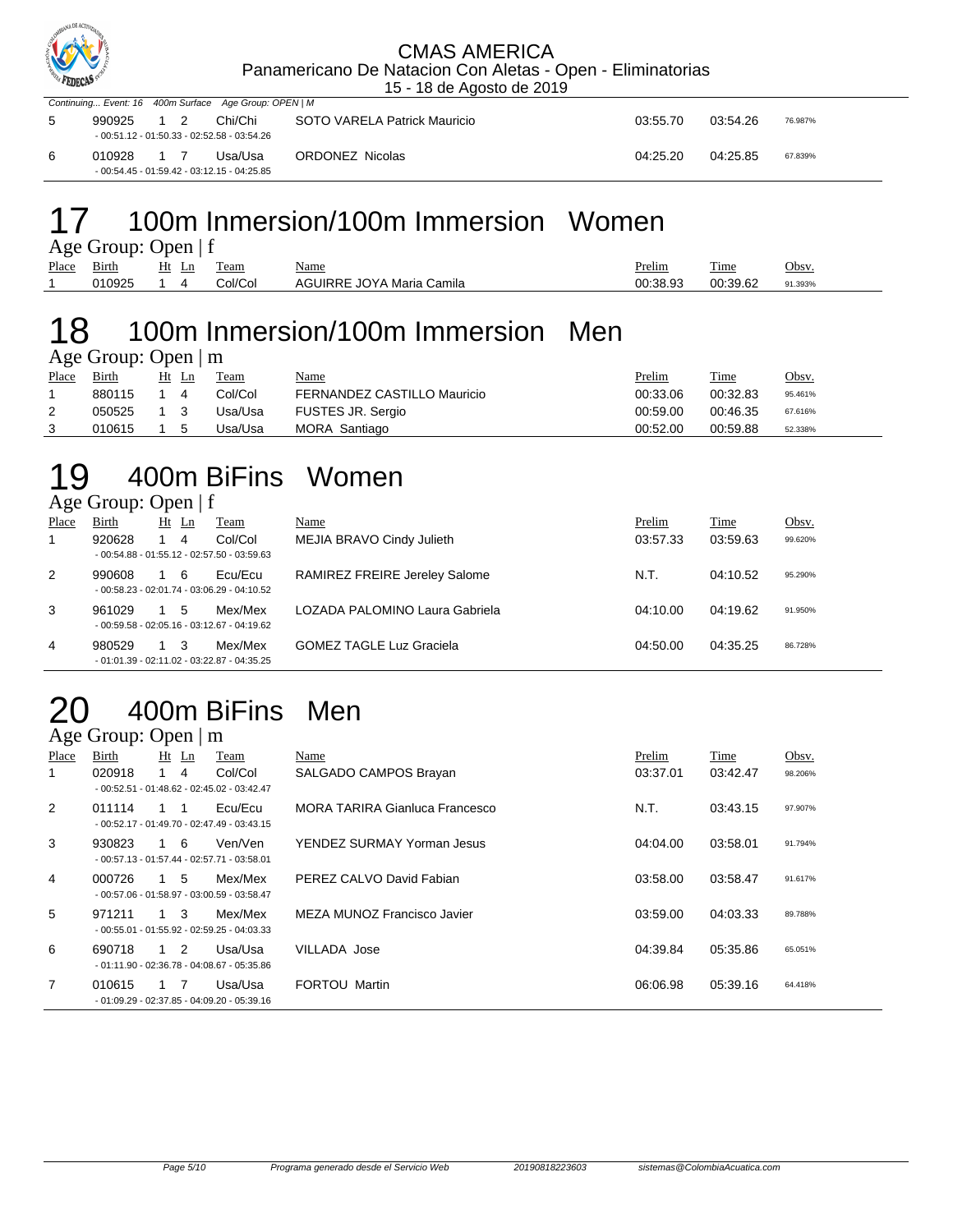Continuing... Event: 16 400m Surface Age Group: OPEN | M

| Place | Birth | Ht | Ln | Team | Name | Prelim | Time | Obsv. |
|---|---|---|---|---|---|---|---|---|
| 5 | 990925 | 1 | 2 | Chi/Chi | SOTO VARELA Patrick Mauricio | 03:55.70 | 03:54.26 | 76.987% |
| | - 00:51.12 - 01:50.33 - 02:52.58 - 03:54.26 | | | | | | | |
| 6 | 010928 | 1 | 7 | Usa/Usa | ORDONEZ Nicolas | 04:25.20 | 04:25.85 | 67.839% |
| | - 00:54.45 - 01:59.42 - 03:12.15 - 04:25.85 | | | | | | | |

# 17 100m Inmersion/100m Immersion Women

Age Group: Open | f

| Place | Birth | Ht | Ln | Team | Name | Prelim | Time | Obsv. |
|---|---|---|---|---|---|---|---|---|
| 1 | 010925 | 1 | 4 | Col/Col | AGUIRRE JOYA Maria Camila | 00:38.93 | 00:39.62 | 91.393% |

# 18 100m Inmersion/100m Immersion Men

Age Group: Open | m

| Place | Birth | Ht | Ln | Team | Name | Prelim | Time | Obsv. |
|---|---|---|---|---|---|---|---|---|
| 1 | 880115 | 1 | 4 | Col/Col | FERNANDEZ CASTILLO Mauricio | 00:33.06 | 00:32.83 | 95.461% |
| 2 | 050525 | 1 | 3 | Usa/Usa | FUSTES JR. Sergio | 00:59.00 | 00:46.35 | 67.616% |
| 3 | 010615 | 1 | 5 | Usa/Usa | MORA Santiago | 00:52.00 | 00:59.88 | 52.338% |

# 19 400m BiFins Women

Age Group: Open | f

| Place | Birth | Ht | Ln | Team | Name | Prelim | Time | Obsv. |
|---|---|---|---|---|---|---|---|---|
| 1 | 920628 | 1 | 4 | Col/Col | MEJIA BRAVO Cindy Julieth | 03:57.33 | 03:59.63 | 99.620% |
| | - 00:54.88 - 01:55.12 - 02:57.50 - 03:59.63 | | | | | | | |
| 2 | 990608 | 1 | 6 | Ecu/Ecu | RAMIREZ FREIRE Jereley Salome | N.T. | 04:10.52 | 95.290% |
| | - 00:58.23 - 02:01.74 - 03:06.29 - 04:10.52 | | | | | | | |
| 3 | 961029 | 1 | 5 | Mex/Mex | LOZADA PALOMINO Laura Gabriela | 04:10.00 | 04:19.62 | 91.950% |
| | - 00:59.58 - 02:05.16 - 03:12.67 - 04:19.62 | | | | | | | |
| 4 | 980529 | 1 | 3 | Mex/Mex | GOMEZ TAGLE Luz Graciela | 04:50.00 | 04:35.25 | 86.728% |
| | - 01:01.39 - 02:11.02 - 03:22.87 - 04:35.25 | | | | | | | |

# 20 400m BiFins Men

Age Group: Open | m

| Place | Birth | Ht | Ln | Team | Name | Prelim | Time | Obsv. |
|---|---|---|---|---|---|---|---|---|
| 1 | 020918 | 1 | 4 | Col/Col | SALGADO CAMPOS Brayan | 03:37.01 | 03:42.47 | 98.206% |
| | - 00:52.51 - 01:48.62 - 02:45.02 - 03:42.47 | | | | | | | |
| 2 | 011114 | 1 | 1 | Ecu/Ecu | MORA TARIRA Gianluca Francesco | N.T. | 03:43.15 | 97.907% |
| | - 00:52.17 - 01:49.70 - 02:47.49 - 03:43.15 | | | | | | | |
| 3 | 930823 | 1 | 6 | Ven/Ven | YENDEZ SURMAY Yorman Jesus | 04:04.00 | 03:58.01 | 91.794% |
| | - 00:57.13 - 01:57.44 - 02:57.71 - 03:58.01 | | | | | | | |
| 4 | 000726 | 1 | 5 | Mex/Mex | PEREZ CALVO David Fabian | 03:58.00 | 03:58.47 | 91.617% |
| | - 00:57.06 - 01:58.97 - 03:00.59 - 03:58.47 | | | | | | | |
| 5 | 971211 | 1 | 3 | Mex/Mex | MEZA MUNOZ Francisco Javier | 03:59.00 | 04:03.33 | 89.788% |
| | - 00:55.01 - 01:55.92 - 02:59.25 - 04:03.33 | | | | | | | |
| 6 | 690718 | 1 | 2 | Usa/Usa | VILLADA Jose | 04:39.84 | 05:35.86 | 65.051% |
| | - 01:11.90 - 02:36.78 - 04:08.67 - 05:35.86 | | | | | | | |
| 7 | 010615 | 1 | 7 | Usa/Usa | FORTOU Martin | 06:06.98 | 05:39.16 | 64.418% |
| | - 01:09.29 - 02:37.85 - 04:09.20 - 05:39.16 | | | | | | | |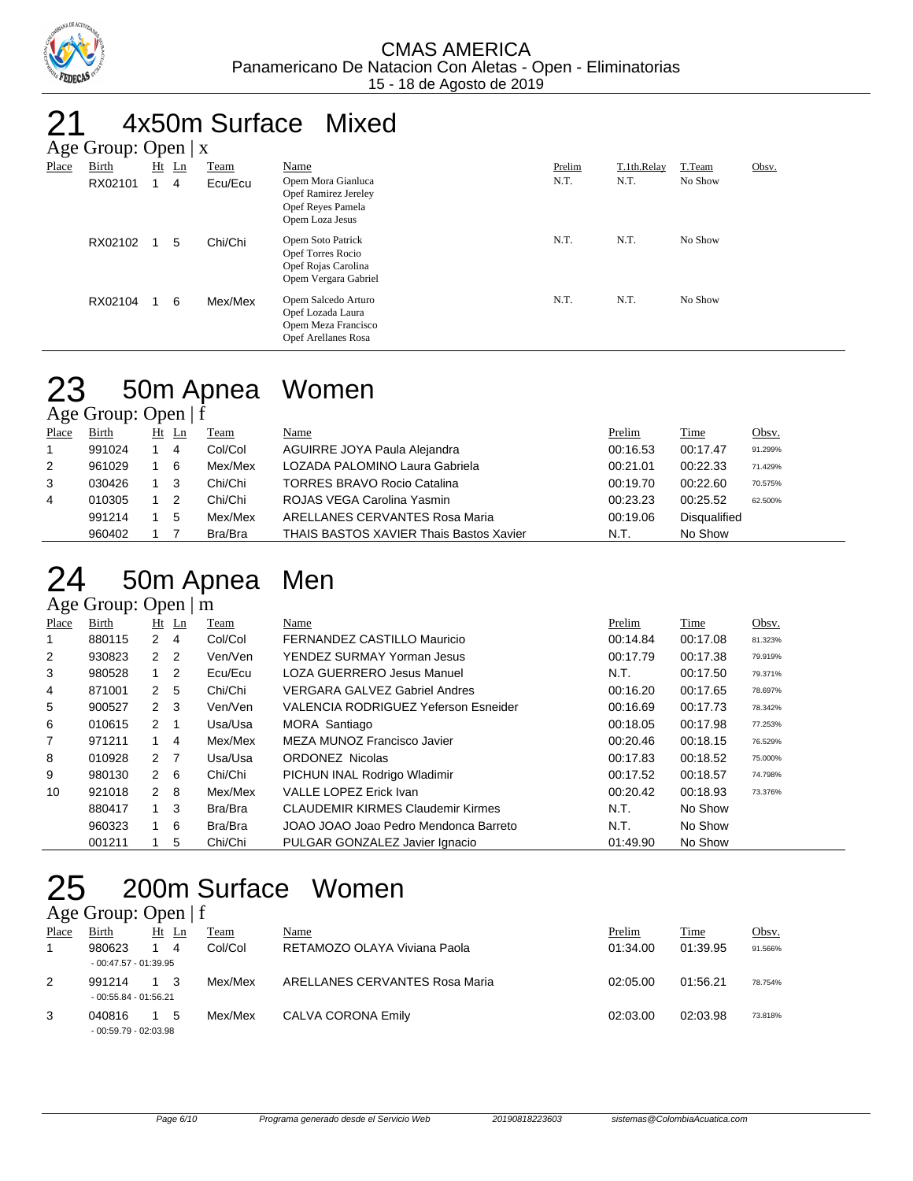CMAS AMERICA
Panamericano De Natacion Con Aletas - Open - Eliminatorias
15 - 18 de Agosto de 2019

# 21 4x50m Surface Mixed

Age Group: Open | x

| Place | Birth | Ht | Ln | Team | Name | Prelim | T.1th.Relay | T.Team | Obsv. |
|---|---|---|---|---|---|---|---|---|---|
| | RX02101 | 1 | 4 | Ecu/Ecu | Opem Mora Gianluca<br>Opef Ramirez Jereley<br>Opef Reyes Pamela<br>Opem Loza Jesus | N.T. | N.T. | No Show | |
| | RX02102 | 1 | 5 | Chi/Chi | Opem Soto Patrick<br>Opef Torres Rocio<br>Opef Rojas Carolina<br>Opem Vergara Gabriel | N.T. | N.T. | No Show | |
| | RX02104 | 1 | 6 | Mex/Mex | Opem Salcedo Arturo<br>Opef Lozada Laura<br>Opem Meza Francisco<br>Opef Arellanes Rosa | N.T. | N.T. | No Show | |

# 23 50m Apnea Women

Age Group: Open | f

| Place | Birth | Ht | Ln | Team | Name | Prelim | Time | Obsv. |
|---|---|---|---|---|---|---|---|---|
| 1 | 991024 | 1 | 4 | Col/Col | AGUIRRE JOYA Paula Alejandra | 00:16.53 | 00:17.47 | 91.299% |
| 2 | 961029 | 1 | 6 | Mex/Mex | LOZADA PALOMINO Laura Gabriela | 00:21.01 | 00:22.33 | 71.429% |
| 3 | 030426 | 1 | 3 | Chi/Chi | TORRES BRAVO Rocio Catalina | 00:19.70 | 00:22.60 | 70.575% |
| 4 | 010305 | 1 | 2 | Chi/Chi | ROJAS VEGA Carolina Yasmin | 00:23.23 | 00:25.52 | 62.500% |
| | 991214 | 1 | 5 | Mex/Mex | ARELLANES CERVANTES Rosa Maria | 00:19.06 | Disqualified | |
| | 960402 | 1 | 7 | Bra/Bra | THAIS BASTOS XAVIER Thais Bastos Xavier | N.T. | No Show | |

# 24 50m Apnea Men

Age Group: Open | m

| Place | Birth | Ht | Ln | Team | Name | Prelim | Time | Obsv. |
|---|---|---|---|---|---|---|---|---|
| 1 | 880115 | 2 | 4 | Col/Col | FERNANDEZ CASTILLO Mauricio | 00:14.84 | 00:17.08 | 81.323% |
| 2 | 930823 | 2 | 2 | Ven/Ven | YENDEZ SURMAY Yorman Jesus | 00:17.79 | 00:17.38 | 79.919% |
| 3 | 980528 | 1 | 2 | Ecu/Ecu | LOZA GUERRERO Jesus Manuel | N.T. | 00:17.50 | 79.371% |
| 4 | 871001 | 2 | 5 | Chi/Chi | VERGARA GALVEZ Gabriel Andres | 00:16.20 | 00:17.65 | 78.697% |
| 5 | 900527 | 2 | 3 | Ven/Ven | VALENCIA RODRIGUEZ Yeferson Esneider | 00:16.69 | 00:17.73 | 78.342% |
| 6 | 010615 | 2 | 1 | Usa/Usa | MORA Santiago | 00:18.05 | 00:17.98 | 77.253% |
| 7 | 971211 | 1 | 4 | Mex/Mex | MEZA MUNOZ Francisco Javier | 00:20.46 | 00:18.15 | 76.529% |
| 8 | 010928 | 2 | 7 | Usa/Usa | ORDONEZ Nicolas | 00:17.83 | 00:18.52 | 75.000% |
| 9 | 980130 | 2 | 6 | Chi/Chi | PICHUN INAL Rodrigo Wladimir | 00:17.52 | 00:18.57 | 74.798% |
| 10 | 921018 | 2 | 8 | Mex/Mex | VALLE LOPEZ Erick Ivan | 00:20.42 | 00:18.93 | 73.376% |
| | 880417 | 1 | 3 | Bra/Bra | CLAUDEMIR KIRMES Claudemir Kirmes | N.T. | No Show | |
| | 960323 | 1 | 6 | Bra/Bra | JOAO JOAO Joao Pedro Mendonca Barreto | N.T. | No Show | |
| | 001211 | 1 | 5 | Chi/Chi | PULGAR GONZALEZ Javier Ignacio | 01:49.90 | No Show | |

# 25 200m Surface Women

Age Group: Open | f

| Place | Birth | Ht | Ln | Team | Name | Prelim | Time | Obsv. |
|---|---|---|---|---|---|---|---|---|
| 1 | 980623<br>- 00:47.57 - 01:39.95 | 1 | 4 | Col/Col | RETAMOZO OLAYA Viviana Paola | 01:34.00 | 01:39.95 | 91.566% |
| 2 | 991214<br>- 00:55.84 - 01:56.21 | 1 | 3 | Mex/Mex | ARELLANES CERVANTES Rosa Maria | 02:05.00 | 01:56.21 | 78.754% |
| 3 | 040816<br>- 00:59.79 - 02:03.98 | 1 | 5 | Mex/Mex | CALVA CORONA Emily | 02:03.00 | 02:03.98 | 73.818% |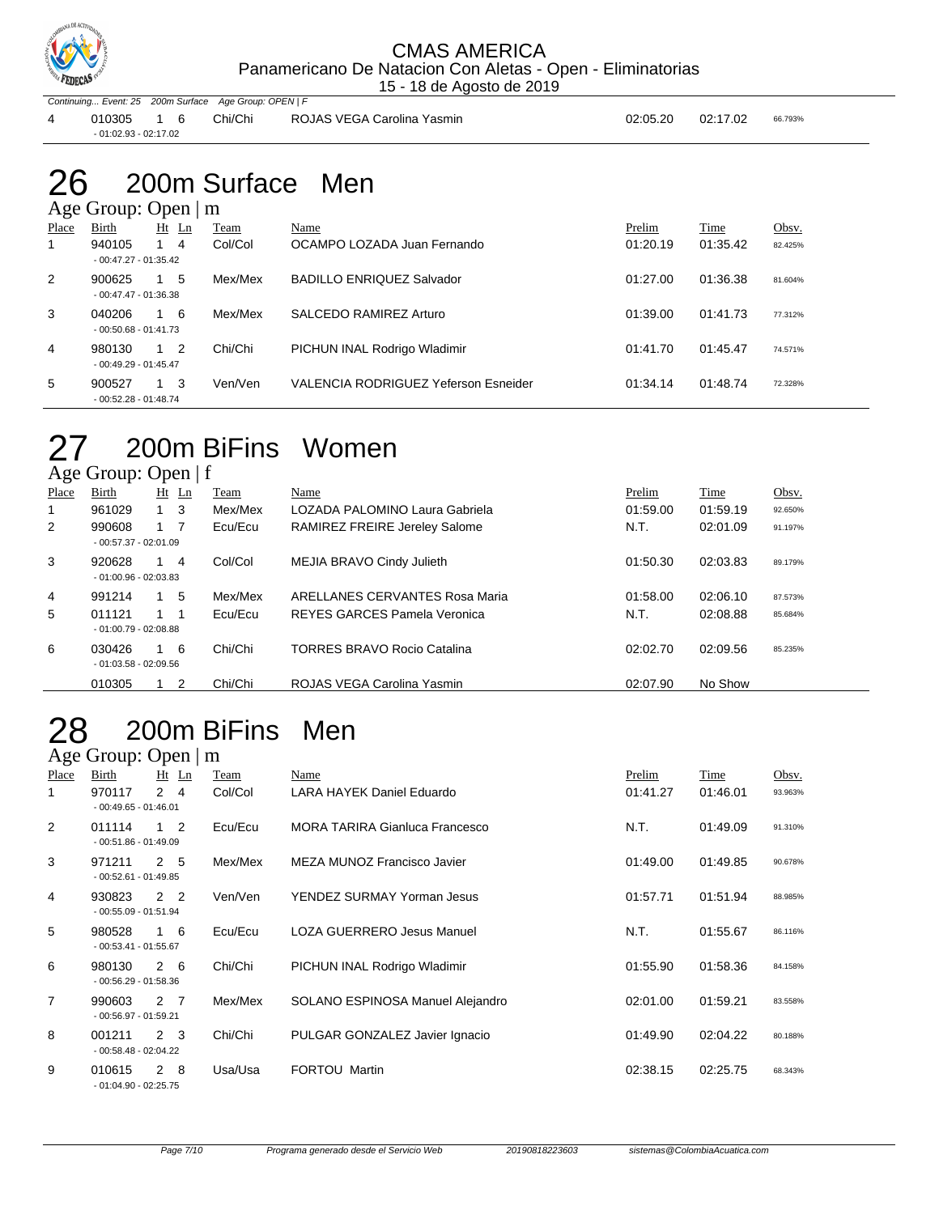CMAS AMERICA

Panamericano De Natacion Con Aletas - Open - Eliminatorias

15 - 18 de Agosto de 2019

*Continuing... Event: 25 200m Surface Age Group: OPEN | F*

| Place | Birth | Ht | Ln | Team | Name | Prelim | Time | Obsv. |
|---|---|---|---|---|---|---|---|---|
| 4 | 010305 - 01:02.93 - 02:17.02 | 1 | 6 | Chi/Chi | ROJAS VEGA Carolina Yasmin | 02:05.20 | 02:17.02 | 66.793% |

# 26 200m Surface Men

Age Group: Open | m

| Place | Birth | Ht | Ln | Team | Name | Prelim | Time | Obsv. |
|---|---|---|---|---|---|---|---|---|
| 1 | 940105 - 00:47.27 - 01:35.42 | 1 | 4 | Col/Col | OCAMPO LOZADA Juan Fernando | 01:20.19 | 01:35.42 | 82.425% |
| 2 | 900625 - 00:47.47 - 01:36.38 | 1 | 5 | Mex/Mex | BADILLO ENRIQUEZ Salvador | 01:27.00 | 01:36.38 | 81.604% |
| 3 | 040206 - 00:50.68 - 01:41.73 | 1 | 6 | Mex/Mex | SALCEDO RAMIREZ Arturo | 01:39.00 | 01:41.73 | 77.312% |
| 4 | 980130 - 00:49.29 - 01:45.47 | 1 | 2 | Chi/Chi | PICHUN INAL Rodrigo Wladimir | 01:41.70 | 01:45.47 | 74.571% |
| 5 | 900527 - 00:52.28 - 01:48.74 | 1 | 3 | Ven/Ven | VALENCIA RODRIGUEZ Yeferson Esneider | 01:34.14 | 01:48.74 | 72.328% |

# 27 200m BiFins Women

Age Group: Open | f

| Place | Birth | Ht | Ln | Team | Name | Prelim | Time | Obsv. |
|---|---|---|---|---|---|---|---|---|
| 1 | 961029 | 1 | 3 | Mex/Mex | LOZADA PALOMINO Laura Gabriela | 01:59.00 | 01:59.19 | 92.650% |
| 2 | 990608 - 00:57.37 - 02:01.09 | 1 | 7 | Ecu/Ecu | RAMIREZ FREIRE Jereley Salome | N.T. | 02:01.09 | 91.197% |
| 3 | 920628 - 01:00.96 - 02:03.83 | 1 | 4 | Col/Col | MEJIA BRAVO Cindy Julieth | 01:50.30 | 02:03.83 | 89.179% |
| 4 | 991214 | 1 | 5 | Mex/Mex | ARELLANES CERVANTES Rosa Maria | 01:58.00 | 02:06.10 | 87.573% |
| 5 | 011121 - 01:00.79 - 02:08.88 | 1 | 1 | Ecu/Ecu | REYES GARCES Pamela Veronica | N.T. | 02:08.88 | 85.684% |
| 6 | 030426 - 01:03.58 - 02:09.56 | 1 | 6 | Chi/Chi | TORRES BRAVO Rocio Catalina | 02:02.70 | 02:09.56 | 85.235% |
|  | 010305 | 1 | 2 | Chi/Chi | ROJAS VEGA Carolina Yasmin | 02:07.90 | No Show |  |

# 28 200m BiFins Men

Age Group: Open | m

| Place | Birth | Ht | Ln | Team | Name | Prelim | Time | Obsv. |
|---|---|---|---|---|---|---|---|---|
| 1 | 970117 - 00:49.65 - 01:46.01 | 2 | 4 | Col/Col | LARA HAYEK Daniel Eduardo | 01:41.27 | 01:46.01 | 93.963% |
| 2 | 011114 - 00:51.86 - 01:49.09 | 1 | 2 | Ecu/Ecu | MORA TARIRA Gianluca Francesco | N.T. | 01:49.09 | 91.310% |
| 3 | 971211 - 00:52.61 - 01:49.85 | 2 | 5 | Mex/Mex | MEZA MUNOZ Francisco Javier | 01:49.00 | 01:49.85 | 90.678% |
| 4 | 930823 - 00:55.09 - 01:51.94 | 2 | 2 | Ven/Ven | YENDEZ SURMAY Yorman Jesus | 01:57.71 | 01:51.94 | 88.985% |
| 5 | 980528 - 00:53.41 - 01:55.67 | 1 | 6 | Ecu/Ecu | LOZA GUERRERO Jesus Manuel | N.T. | 01:55.67 | 86.116% |
| 6 | 980130 - 00:56.29 - 01:58.36 | 2 | 6 | Chi/Chi | PICHUN INAL Rodrigo Wladimir | 01:55.90 | 01:58.36 | 84.158% |
| 7 | 990603 - 00:56.97 - 01:59.21 | 2 | 7 | Mex/Mex | SOLANO ESPINOSA Manuel Alejandro | 02:01.00 | 01:59.21 | 83.558% |
| 8 | 001211 - 00:58.48 - 02:04.22 | 2 | 3 | Chi/Chi | PULGAR GONZALEZ Javier Ignacio | 01:49.90 | 02:04.22 | 80.188% |
| 9 | 010615 - 01:04.90 - 02:25.75 | 2 | 8 | Usa/Usa | FORTOU Martin | 02:38.15 | 02:25.75 | 68.343% |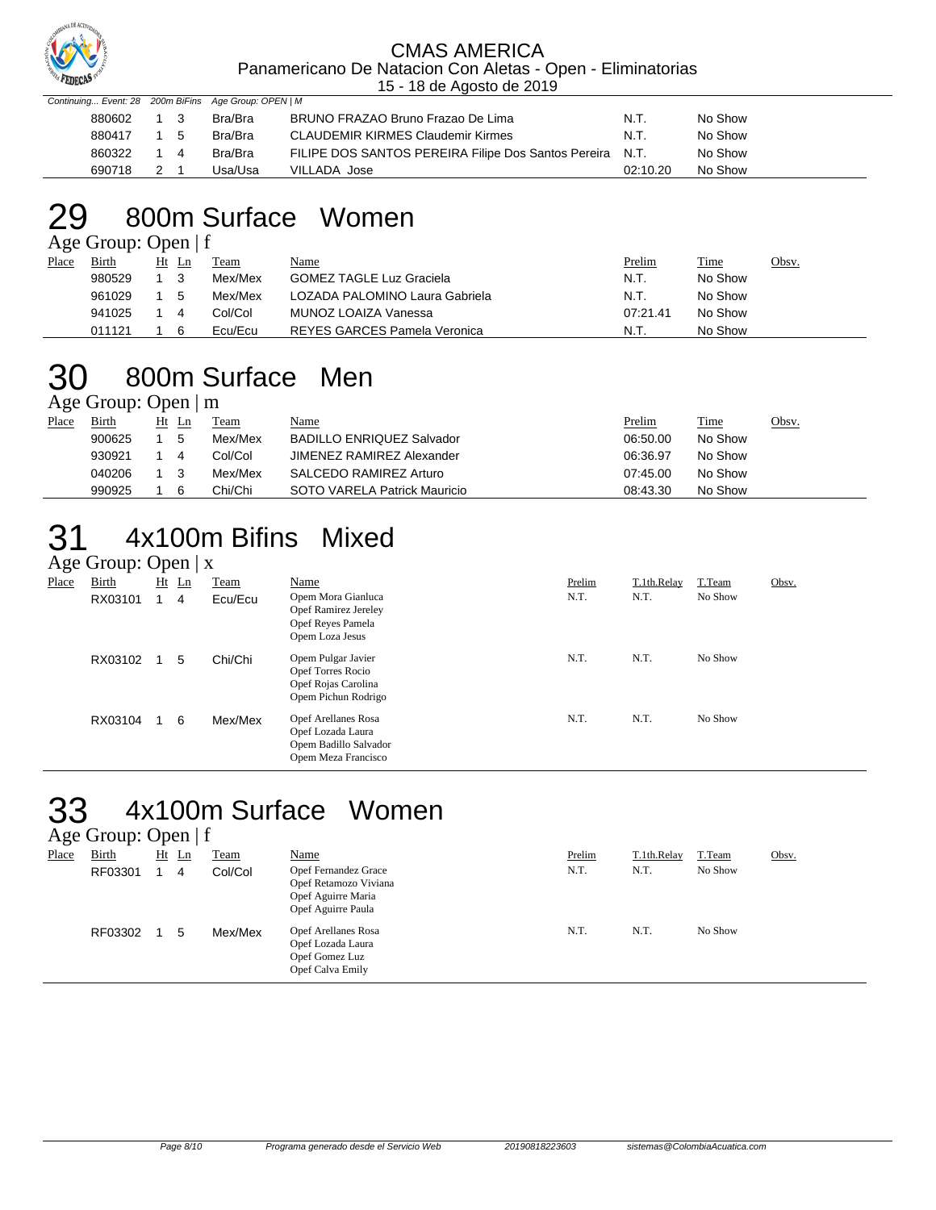CMAS AMERICA
Panamericano De Natacion Con Aletas - Open - Eliminatorias
15 - 18 de Agosto de 2019

*Continuing... Event: 28 200m BiFins Age Group: OPEN | M*

| | | | | | | |
|---|---|---|---|---|---|---|
| 880602 | 1 | 3 | Bra/Bra | BRUNO FRAZAO Bruno Frazao De Lima | N.T. | No Show |
| 880417 | 1 | 5 | Bra/Bra | CLAUDEMIR KIRMES Claudemir Kirmes | N.T. | No Show |
| 860322 | 1 | 4 | Bra/Bra | FILIPE DOS SANTOS PEREIRA Filipe Dos Santos Pereira | N.T. | No Show |
| 690718 | 2 | 1 | Usa/Usa | VILLADA Jose | 02:10.20 | No Show |

# 29 800m Surface Women

Age Group: Open | f

| Place | Birth | Ht | Ln | Team | Name | Prelim | Time | Obsv. |
|---|---|---|---|---|---|---|---|---|
| | 980529 | 1 | 3 | Mex/Mex | GOMEZ TAGLE Luz Graciela | N.T. | No Show | |
| | 961029 | 1 | 5 | Mex/Mex | LOZADA PALOMINO Laura Gabriela | N.T. | No Show | |
| | 941025 | 1 | 4 | Col/Col | MUNOZ LOAIZA Vanessa | 07:21.41 | No Show | |
| | 011121 | 1 | 6 | Ecu/Ecu | REYES GARCES Pamela Veronica | N.T. | No Show | |

# 30 800m Surface Men

Age Group: Open | m

| Place | Birth | Ht | Ln | Team | Name | Prelim | Time | Obsv. |
|---|---|---|---|---|---|---|---|---|
| | 900625 | 1 | 5 | Mex/Mex | BADILLO ENRIQUEZ Salvador | 06:50.00 | No Show | |
| | 930921 | 1 | 4 | Col/Col | JIMENEZ RAMIREZ Alexander | 06:36.97 | No Show | |
| | 040206 | 1 | 3 | Mex/Mex | SALCEDO RAMIREZ Arturo | 07:45.00 | No Show | |
| | 990925 | 1 | 6 | Chi/Chi | SOTO VARELA Patrick Mauricio | 08:43.30 | No Show | |

# 31 4x100m Bifins Mixed

Age Group: Open | x

| Place | Birth | Ht | Ln | Team | Name | Prelim | T.1th.Relay | T.Team | Obsv. |
|---|---|---|---|---|---|---|---|---|---|
| | RX03101 | 1 | 4 | Ecu/Ecu | Opem Mora Gianluca<br>Opef Ramirez Jereley<br>Opef Reyes Pamela<br>Opem Loza Jesus | N.T. | N.T. | No Show | |
| | RX03102 | 1 | 5 | Chi/Chi | Opem Pulgar Javier<br>Opef Torres Rocio<br>Opef Rojas Carolina<br>Opem Pichun Rodrigo | N.T. | N.T. | No Show | |
| | RX03104 | 1 | 6 | Mex/Mex | Opef Arellanes Rosa<br>Opef Lozada Laura<br>Opem Badillo Salvador<br>Opem Meza Francisco | N.T. | N.T. | No Show | |

# 33 4x100m Surface Women

Age Group: Open | f

| Place | Birth | Ht | Ln | Team | Name | Prelim | T.1th.Relay | T.Team | Obsv. |
|---|---|---|---|---|---|---|---|---|---|
| | RF03301 | 1 | 4 | Col/Col | Opef Fernandez Grace<br>Opef Retamozo Viviana<br>Opef Aguirre Maria<br>Opef Aguirre Paula | N.T. | N.T. | No Show | |
| | RF03302 | 1 | 5 | Mex/Mex | Opef Arellanes Rosa<br>Opef Lozada Laura<br>Opef Gomez Luz<br>Opef Calva Emily | N.T. | N.T. | No Show | |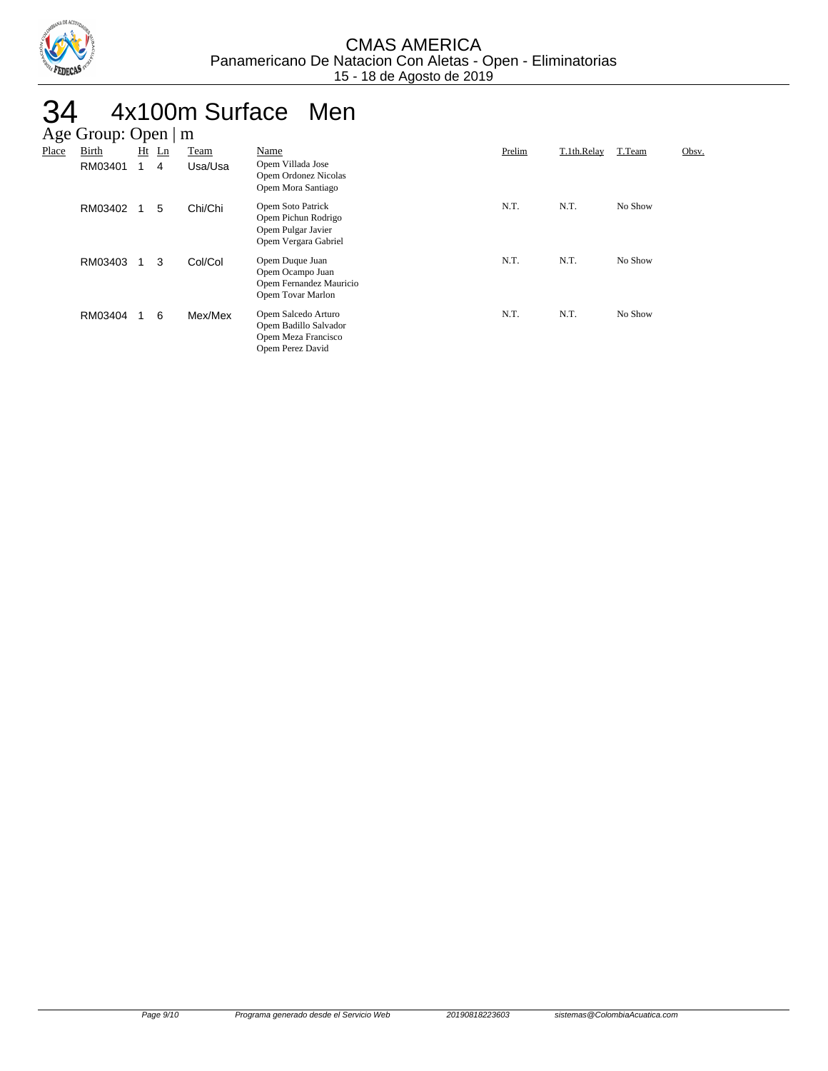CMAS AMERICA
Panamericano De Natacion Con Aletas - Open - Eliminatorias
15 - 18 de Agosto de 2019

# 34 4x100m Surface Men

## Age Group: Open | m

| Place | Birth | Ht | Ln | Team | Name | Prelim | T.1th.Relay | T.Team | Obsv. |
|---|---|---|---|---|---|---|---|---|---|
| | RM03401 | 1 | 4 | Usa/Usa | Opem Villada Jose<br>Opem Ordonez Nicolas<br>Opem Mora Santiago | | | | |
| | RM03402 | 1 | 5 | Chi/Chi | Opem Soto Patrick<br>Opem Pichun Rodrigo<br>Opem Pulgar Javier<br>Opem Vergara Gabriel | N.T. | N.T. | No Show | |
| | RM03403 | 1 | 3 | Col/Col | Opem Duque Juan<br>Opem Ocampo Juan<br>Opem Fernandez Mauricio<br>Opem Tovar Marlon | N.T. | N.T. | No Show | |
| | RM03404 | 1 | 6 | Mex/Mex | Opem Salcedo Arturo<br>Opem Badillo Salvador<br>Opem Meza Francisco<br>Opem Perez David | N.T. | N.T. | No Show | |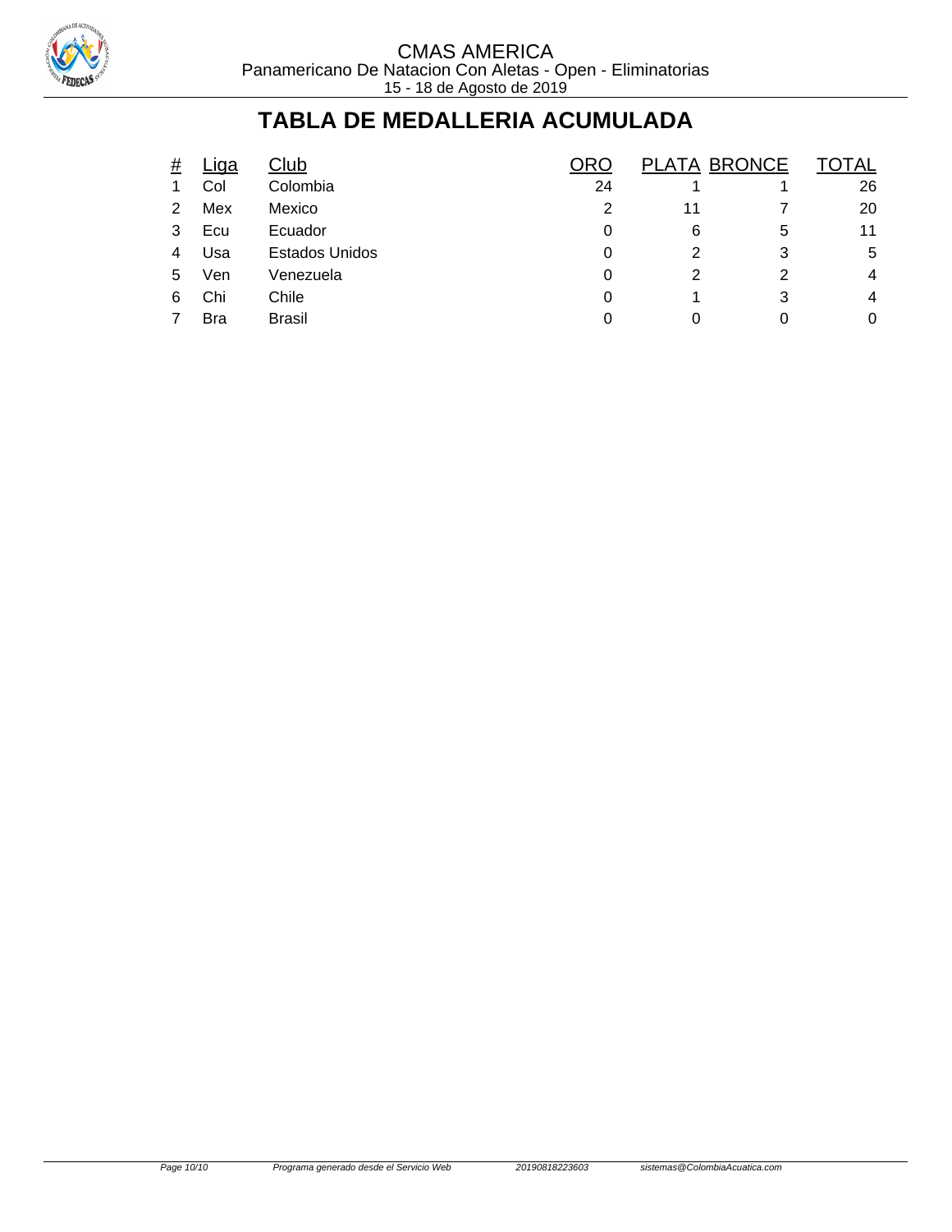CMAS AMERICA
Panamericano De Natacion Con Aletas - Open - Eliminatorias
15 - 18 de Agosto de 2019

# TABLA DE MEDALLERIA ACUMULADA

| # | Liga | Club | ORO | PLATA | BRONCE | TOTAL |
|---|---|---|---|---|---|---|
| 1 | Col | Colombia | 24 | 1 | 1 | 26 |
| 2 | Mex | Mexico | 2 | 11 | 7 | 20 |
| 3 | Ecu | Ecuador | 0 | 6 | 5 | 11 |
| 4 | Usa | Estados Unidos | 0 | 2 | 3 | 5 |
| 5 | Ven | Venezuela | 0 | 2 | 2 | 4 |
| 6 | Chi | Chile | 0 | 1 | 3 | 4 |
| 7 | Bra | Brasil | 0 | 0 | 0 | 0 |